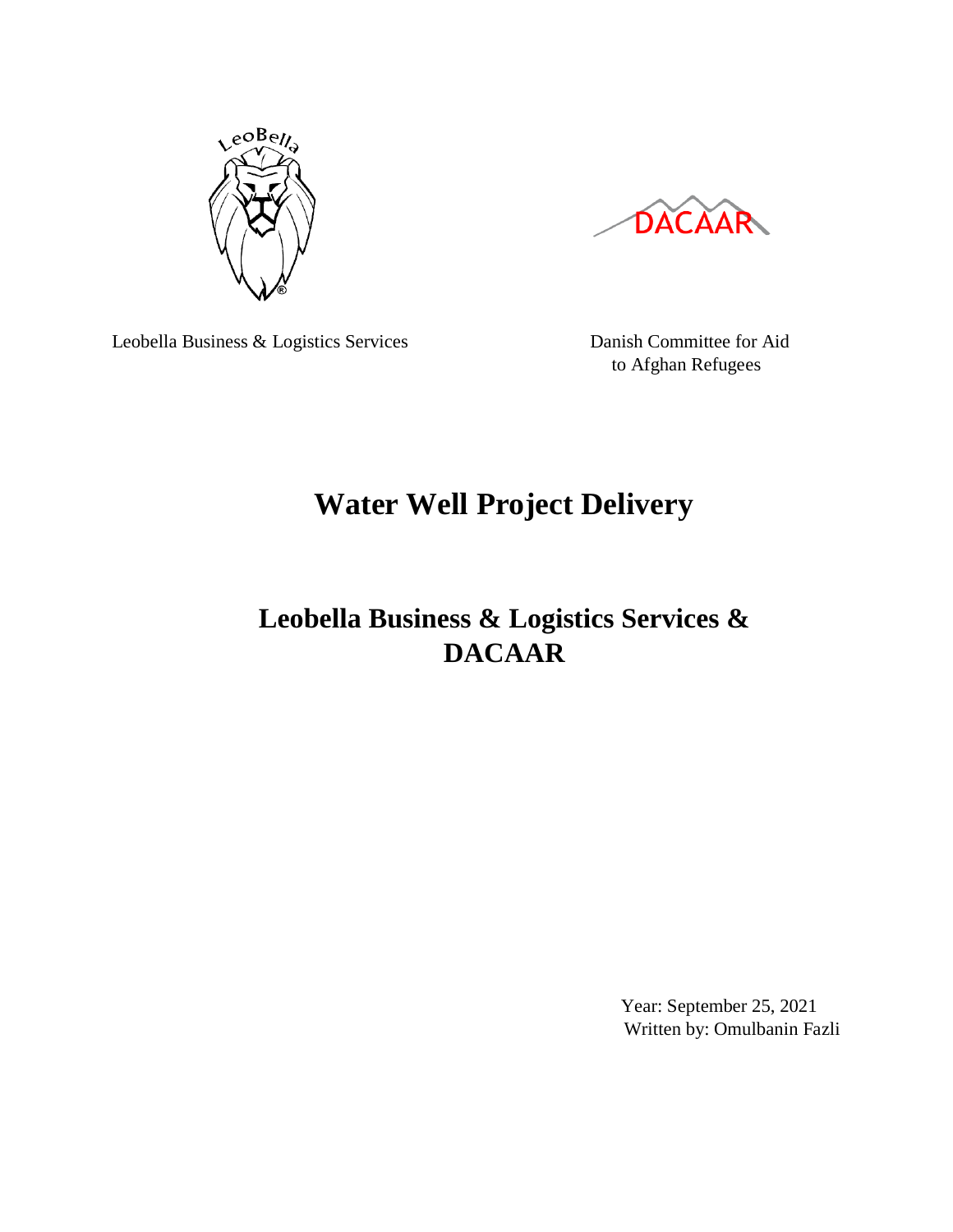Leobella Business & Logistics Services

Danish Committee for Aid to Afghan Refugees

# Water Well Project Delivery

## Leobella Business & Logistics Services & DACAAR

Year: September 25, 2021

Written by: Omulbanin Fazli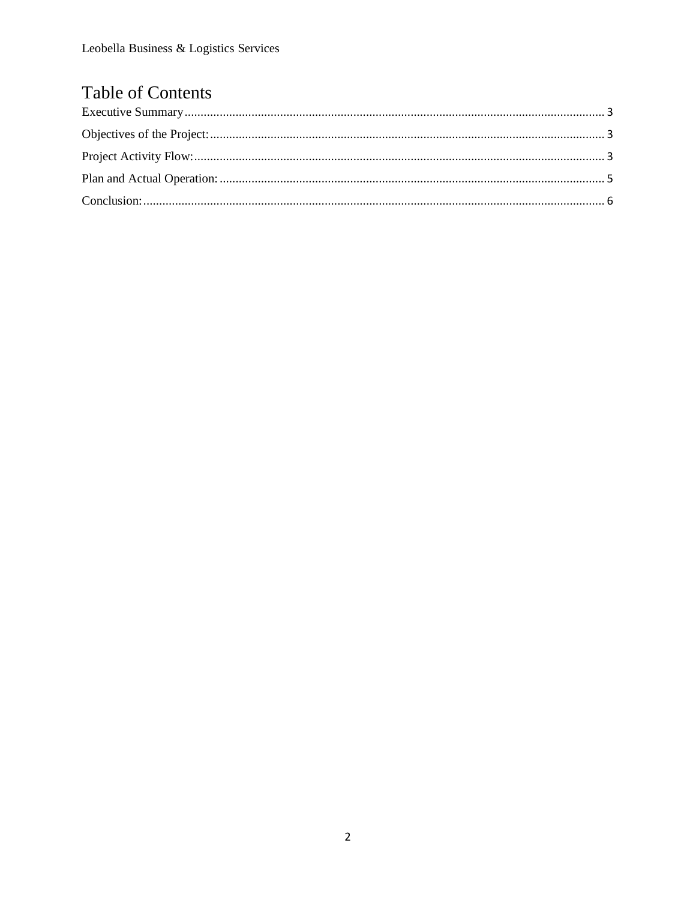# Table of Contents

Executive Summary.................................................................................................... 3

Objectives of the Project:............................................................................................ 3

Project Activity Flow:................................................................................................. 3

Plan and Actual Operation:......................................................................................... 5

Conclusion:................................................................................................................ 6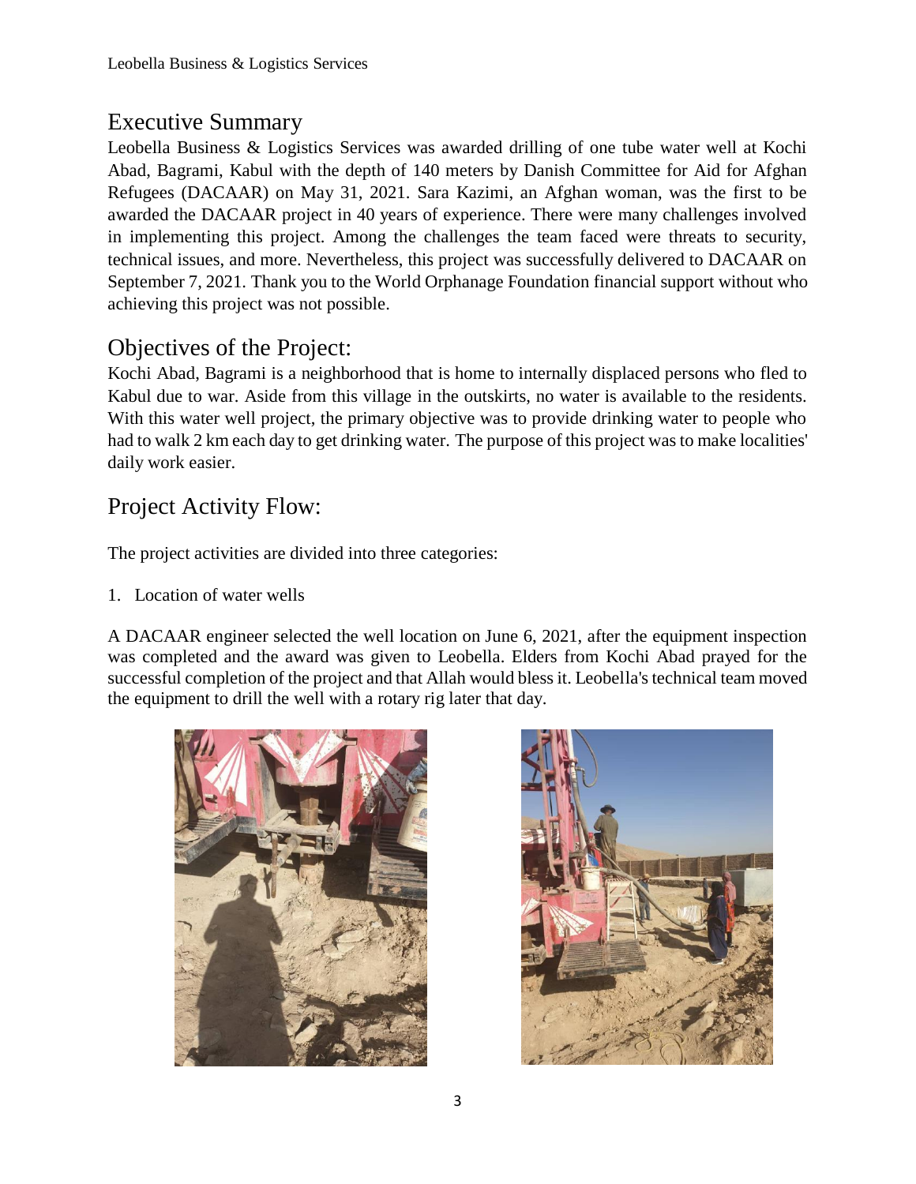## Executive Summary

Leobella Business & Logistics Services was awarded drilling of one tube water well at Kochi Abad, Bagrami, Kabul with the depth of 140 meters by Danish Committee for Aid for Afghan Refugees (DACAAR) on May 31, 2021. Sara Kazimi, an Afghan woman, was the first to be awarded the DACAAR project in 40 years of experience. There were many challenges involved in implementing this project. Among the challenges the team faced were threats to security, technical issues, and more. Nevertheless, this project was successfully delivered to DACAAR on September 7, 2021. Thank you to the World Orphanage Foundation financial support without who achieving this project was not possible.

## Objectives of the Project:

Kochi Abad, Bagrami is a neighborhood that is home to internally displaced persons who fled to Kabul due to war. Aside from this village in the outskirts, no water is available to the residents. With this water well project, the primary objective was to provide drinking water to people who had to walk 2 km each day to get drinking water. The purpose of this project was to make localities' daily work easier.

## Project Activity Flow:

The project activities are divided into three categories:

1. Location of water wells

A DACAAR engineer selected the well location on June 6, 2021, after the equipment inspection was completed and the award was given to Leobella. Elders from Kochi Abad prayed for the successful completion of the project and that Allah would bless it. Leobella's technical team moved the equipment to drill the well with a rotary rig later that day.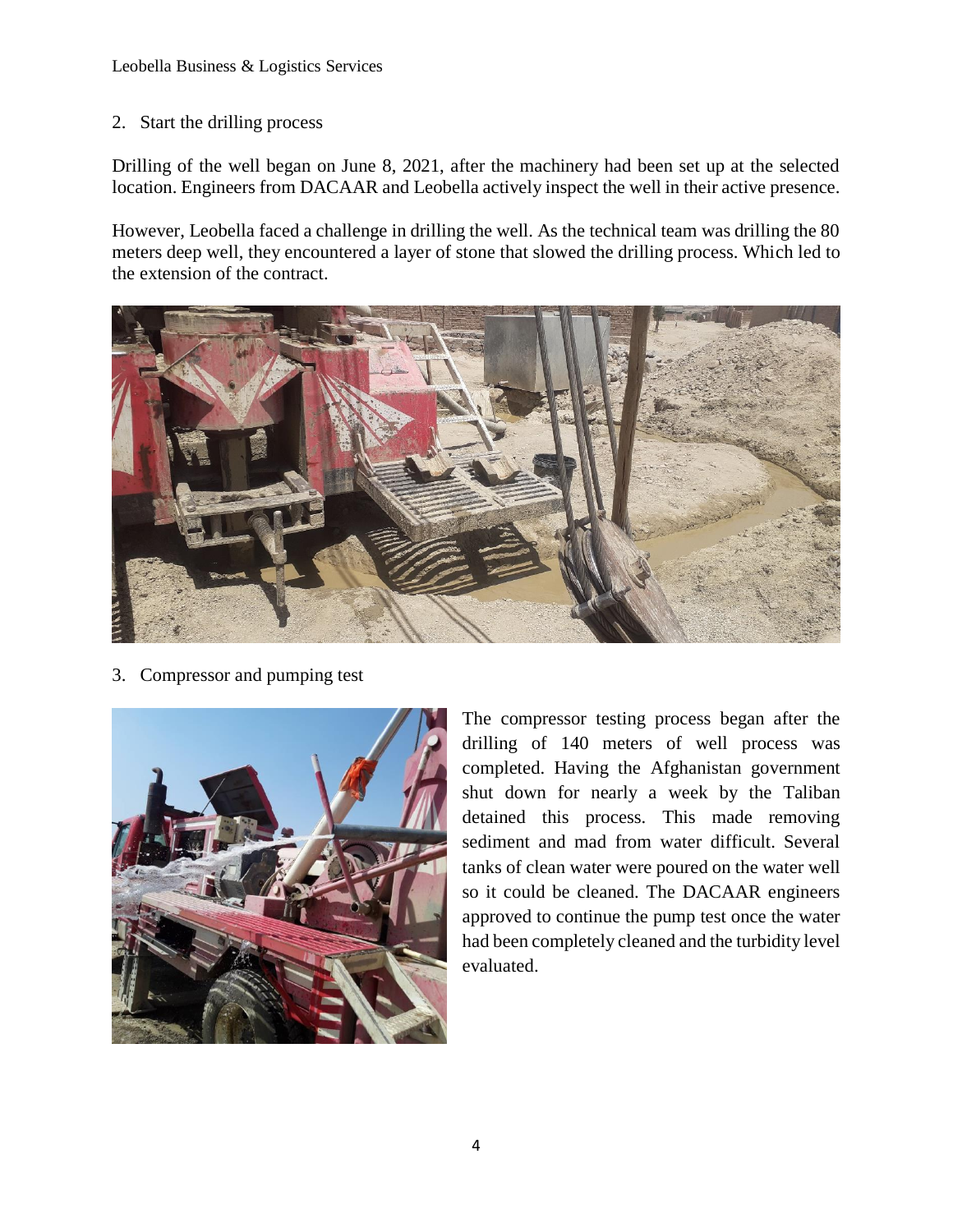2. Start the drilling process

Drilling of the well began on June 8, 2021, after the machinery had been set up at the selected location. Engineers from DACAAR and Leobella actively inspect the well in their active presence.

However, Leobella faced a challenge in drilling the well. As the technical team was drilling the 80 meters deep well, they encountered a layer of stone that slowed the drilling process. Which led to the extension of the contract.

3. Compressor and pumping test

The compressor testing process began after the drilling of 140 meters of well process was completed. Having the Afghanistan government shut down for nearly a week by the Taliban detained this process. This made removing sediment and mad from water difficult. Several tanks of clean water were poured on the water well so it could be cleaned. The DACAAR engineers approved to continue the pump test once the water had been completely cleaned and the turbidity level evaluated.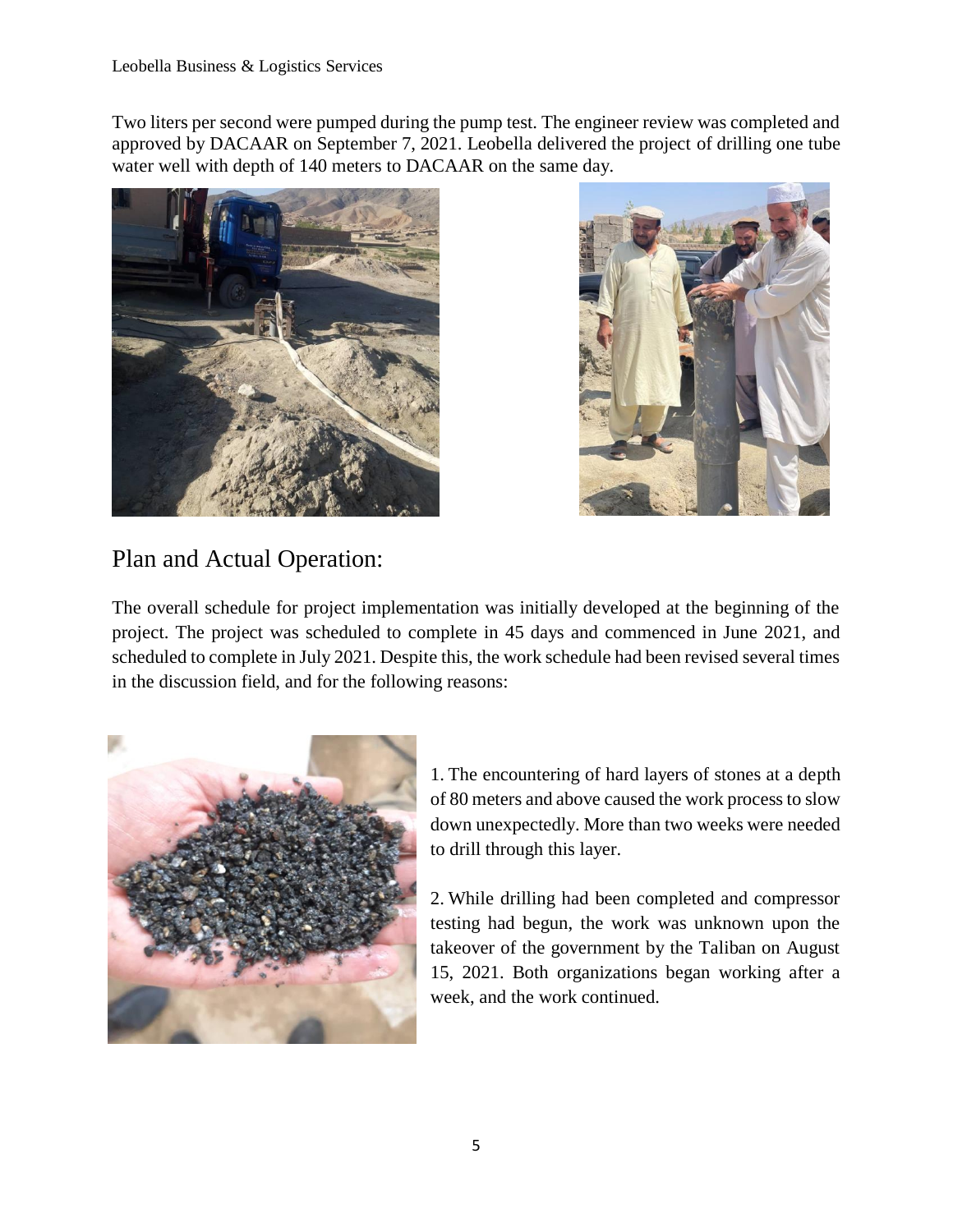Two liters per second were pumped during the pump test. The engineer review was completed and approved by DACAAR on September 7, 2021. Leobella delivered the project of drilling one tube water well with depth of 140 meters to DACAAR on the same day.

## Plan and Actual Operation:

The overall schedule for project implementation was initially developed at the beginning of the project. The project was scheduled to complete in 45 days and commenced in June 2021, and scheduled to complete in July 2021. Despite this, the work schedule had been revised several times in the discussion field, and for the following reasons:

1. The encountering of hard layers of stones at a depth of 80 meters and above caused the work process to slow down unexpectedly. More than two weeks were needed to drill through this layer.

2. While drilling had been completed and compressor testing had begun, the work was unknown upon the takeover of the government by the Taliban on August 15, 2021. Both organizations began working after a week, and the work continued.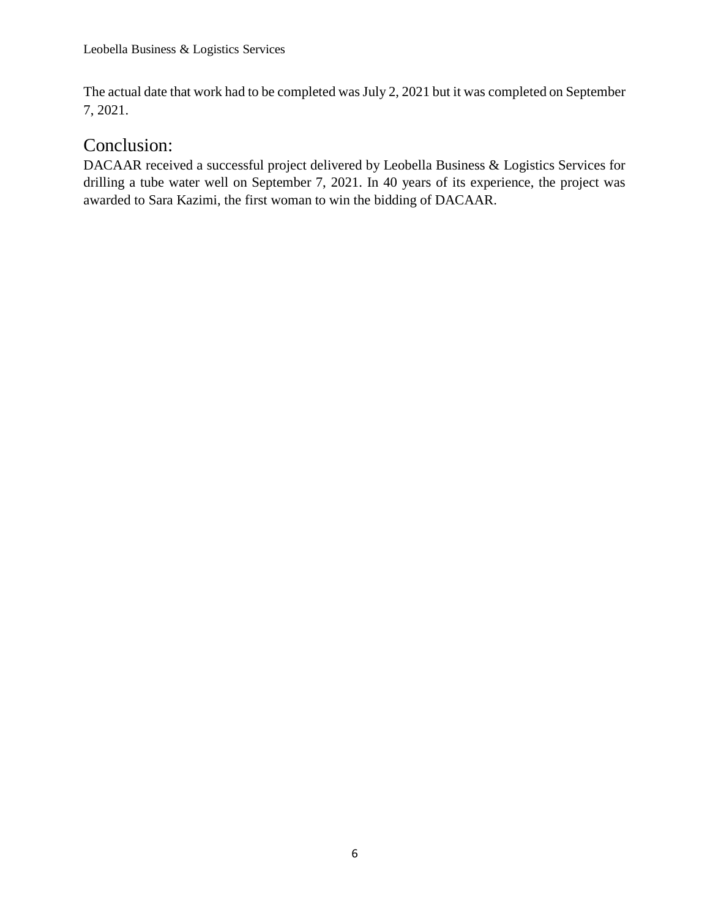The actual date that work had to be completed was July 2, 2021 but it was completed on September 7, 2021.

## Conclusion:

DACAAR received a successful project delivered by Leobella Business & Logistics Services for drilling a tube water well on September 7, 2021. In 40 years of its experience, the project was awarded to Sara Kazimi, the first woman to win the bidding of DACAAR.